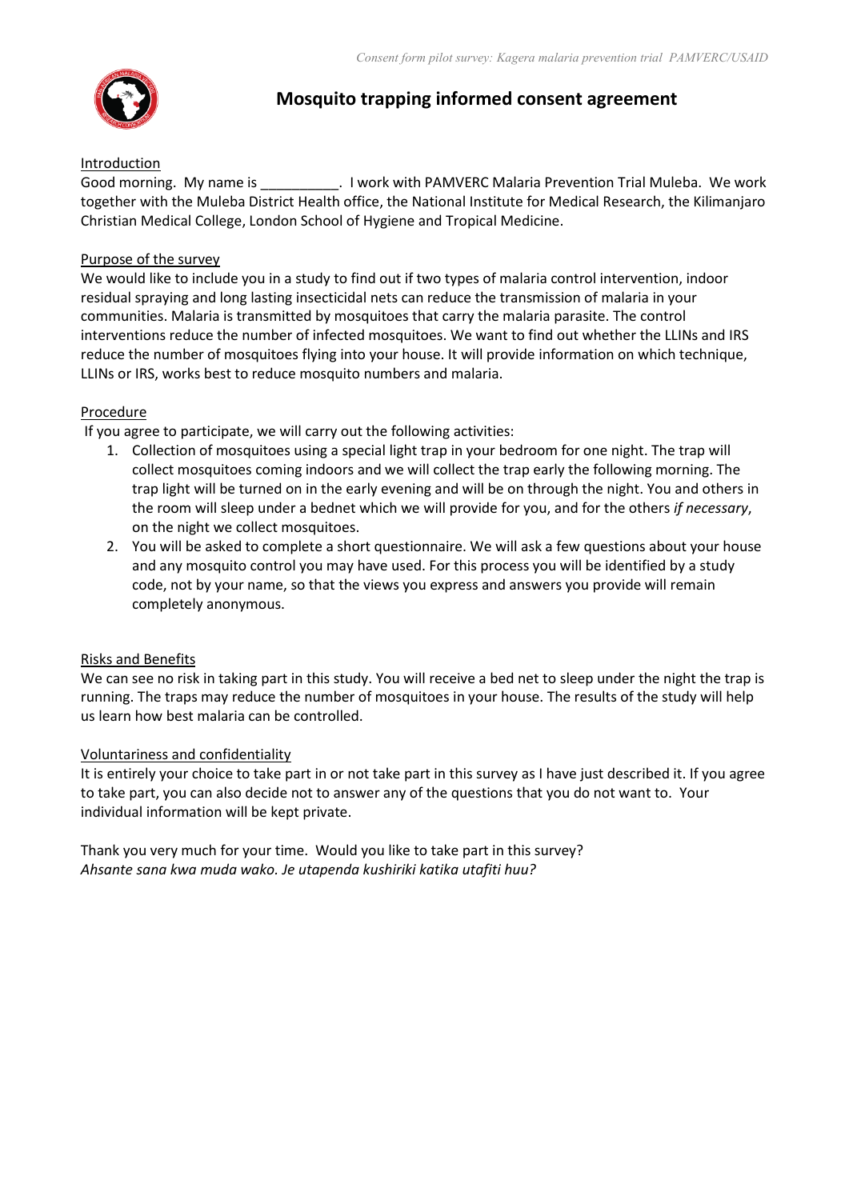# Mosquito trapping informed consent agreement

## Introduction

Good morning. My name is __________. I work with PAMVERC Malaria Prevention Trial Muleba. We work together with the Muleba District Health office, the National Institute for Medical Research, the Kilimanjaro Christian Medical College, London School of Hygiene and Tropical Medicine.

## Purpose of the survey

We would like to include you in a study to find out if two types of malaria control intervention, indoor residual spraying and long lasting insecticidal nets can reduce the transmission of malaria in your communities. Malaria is transmitted by mosquitoes that carry the malaria parasite. The control interventions reduce the number of infected mosquitoes. We want to find out whether the LLINs and IRS reduce the number of mosquitoes flying into your house. It will provide information on which technique, LLINs or IRS, works best to reduce mosquito numbers and malaria.

## Procedure

If you agree to participate, we will carry out the following activities:

1. Collection of mosquitoes using a special light trap in your bedroom for one night. The trap will collect mosquitoes coming indoors and we will collect the trap early the following morning. The trap light will be turned on in the early evening and will be on through the night. You and others in the room will sleep under a bednet which we will provide for you, and for the others *if necessary*, on the night we collect mosquitoes.
2. You will be asked to complete a short questionnaire. We will ask a few questions about your house and any mosquito control you may have used. For this process you will be identified by a study code, not by your name, so that the views you express and answers you provide will remain completely anonymous.

## Risks and Benefits

We can see no risk in taking part in this study. You will receive a bed net to sleep under the night the trap is running. The traps may reduce the number of mosquitoes in your house. The results of the study will help us learn how best malaria can be controlled.

## Voluntariness and confidentiality

It is entirely your choice to take part in or not take part in this survey as I have just described it. If you agree to take part, you can also decide not to answer any of the questions that you do not want to. Your individual information will be kept private.

Thank you very much for your time. Would you like to take part in this survey?
*Ahsante sana kwa muda wako. Je utapenda kushiriki katika utafiti huu?*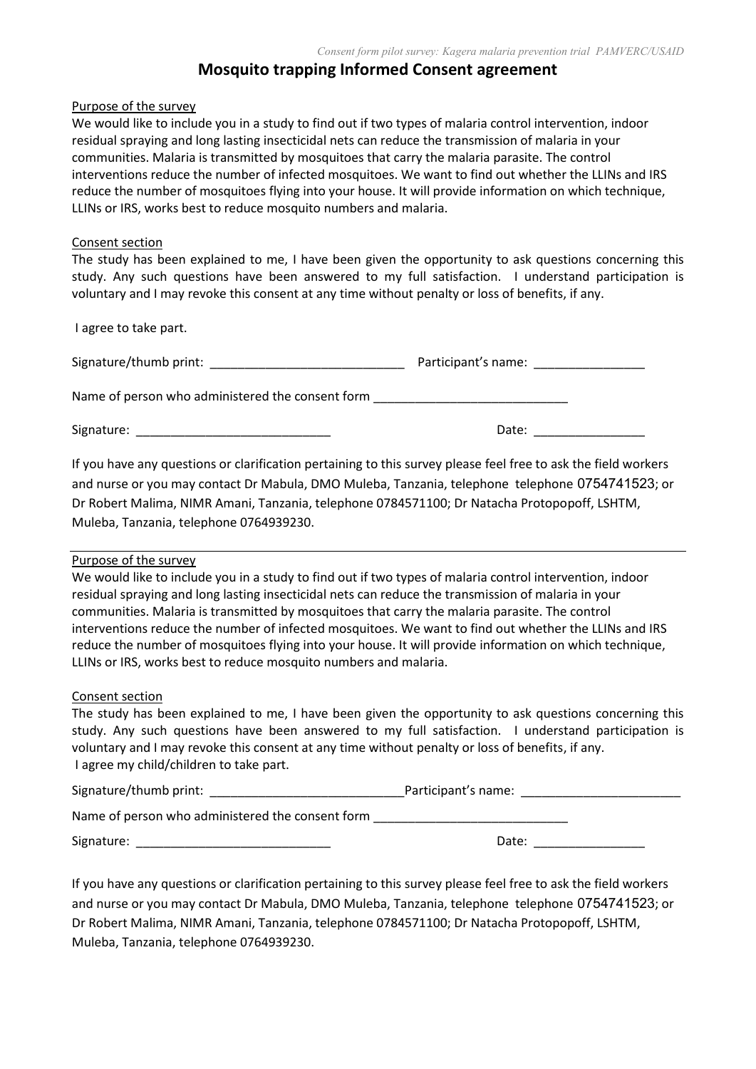# Mosquito trapping Informed Consent agreement

Purpose of the survey

We would like to include you in a study to find out if two types of malaria control intervention, indoor residual spraying and long lasting insecticidal nets can reduce the transmission of malaria in your communities. Malaria is transmitted by mosquitoes that carry the malaria parasite. The control interventions reduce the number of infected mosquitoes. We want to find out whether the LLINs and IRS reduce the number of mosquitoes flying into your house. It will provide information on which technique, LLINs or IRS, works best to reduce mosquito numbers and malaria.

Consent section

The study has been explained to me, I have been given the opportunity to ask questions concerning this study. Any such questions have been answered to my full satisfaction. I understand participation is voluntary and I may revoke this consent at any time without penalty or loss of benefits, if any.

I agree to take part.

Signature/thumb print: ____________________________ Participant's name: ________________

Name of person who administered the consent form ____________________________

Signature: ____________________________ Date: ________________

If you have any questions or clarification pertaining to this survey please feel free to ask the field workers and nurse or you may contact Dr Mabula, DMO Muleba, Tanzania, telephone telephone 0754741523; or Dr Robert Malima, NIMR Amani, Tanzania, telephone 0784571100; Dr Natacha Protopopoff, LSHTM, Muleba, Tanzania, telephone 0764939230.

---

Purpose of the survey

We would like to include you in a study to find out if two types of malaria control intervention, indoor residual spraying and long lasting insecticidal nets can reduce the transmission of malaria in your communities. Malaria is transmitted by mosquitoes that carry the malaria parasite. The control interventions reduce the number of infected mosquitoes. We want to find out whether the LLINs and IRS reduce the number of mosquitoes flying into your house. It will provide information on which technique, LLINs or IRS, works best to reduce mosquito numbers and malaria.

Consent section

The study has been explained to me, I have been given the opportunity to ask questions concerning this study. Any such questions have been answered to my full satisfaction. I understand participation is voluntary and I may revoke this consent at any time without penalty or loss of benefits, if any.

I agree my child/children to take part.

Signature/thumb print: ____________________________Participant's name: ________________________

Name of person who administered the consent form ____________________________

Signature: ____________________________ Date: ________________

If you have any questions or clarification pertaining to this survey please feel free to ask the field workers and nurse or you may contact Dr Mabula, DMO Muleba, Tanzania, telephone telephone 0754741523; or Dr Robert Malima, NIMR Amani, Tanzania, telephone 0784571100; Dr Natacha Protopopoff, LSHTM, Muleba, Tanzania, telephone 0764939230.